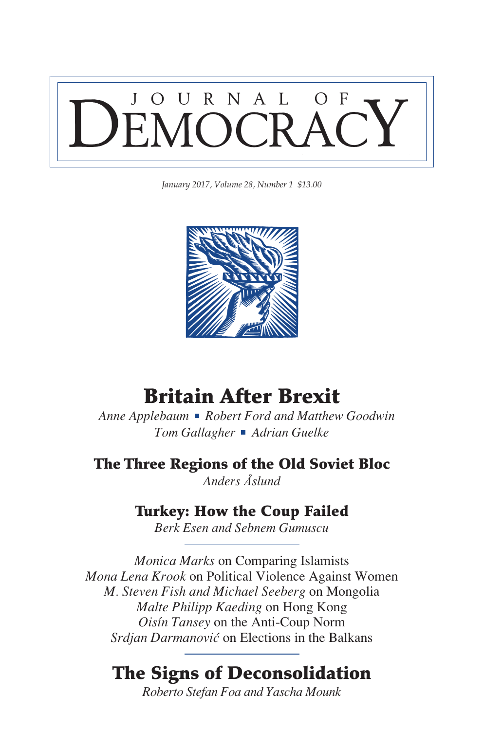# JOURNAL OF DEMOCRACY

*January 2017, Volume 28, Number 1 $13.00*

## Britain After Brexit

*Anne Applebaum* ■ *Robert Ford and Matthew Goodwin*
*Tom Gallagher* ■ *Adrian Guelke*

### The Three Regions of the Old Soviet Bloc

*Anders Åslund*

### Turkey: How the Coup Failed

*Berk Esen and Sebnem Gumuscu*

---

*Monica Marks* on Comparing Islamists
*Mona Lena Krook* on Political Violence Against Women
*M. Steven Fish and Michael Seeberg* on Mongolia
*Malte Philipp Kaeding* on Hong Kong
*Oisín Tansey* on the Anti-Coup Norm
*Srdjan Darmanović* on Elections in the Balkans

---

## The Signs of Deconsolidation

*Roberto Stefan Foa and Yascha Mounk*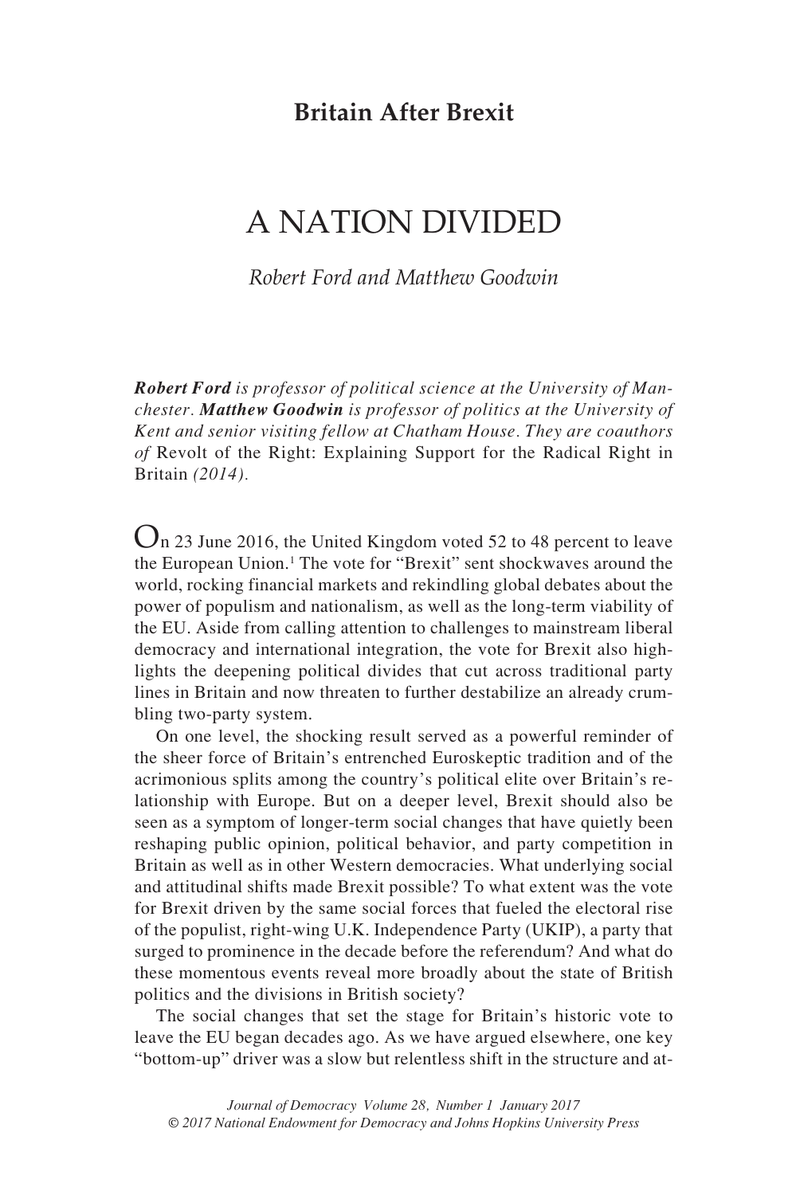## Britain After Brexit

# A NATION DIVIDED

*Robert Ford and Matthew Goodwin*

***Robert Ford** is professor of political science at the University of Manchester. **Matthew Goodwin** is professor of politics at the University of Kent and senior visiting fellow at Chatham House. They are coauthors of* Revolt of the Right: Explaining Support for the Radical Right in Britain *(2014).*

On 23 June 2016, the United Kingdom voted 52 to 48 percent to leave the European Union.[1] The vote for "Brexit" sent shockwaves around the world, rocking financial markets and rekindling global debates about the power of populism and nationalism, as well as the long-term viability of the EU. Aside from calling attention to challenges to mainstream liberal democracy and international integration, the vote for Brexit also highlights the deepening political divides that cut across traditional party lines in Britain and now threaten to further destabilize an already crumbling two-party system.

On one level, the shocking result served as a powerful reminder of the sheer force of Britain's entrenched Euroskeptic tradition and of the acrimonious splits among the country's political elite over Britain's relationship with Europe. But on a deeper level, Brexit should also be seen as a symptom of longer-term social changes that have quietly been reshaping public opinion, political behavior, and party competition in Britain as well as in other Western democracies. What underlying social and attitudinal shifts made Brexit possible? To what extent was the vote for Brexit driven by the same social forces that fueled the electoral rise of the populist, right-wing U.K. Independence Party (UKIP), a party that surged to prominence in the decade before the referendum? And what do these momentous events reveal more broadly about the state of British politics and the divisions in British society?

The social changes that set the stage for Britain's historic vote to leave the EU began decades ago. As we have argued elsewhere, one key "bottom-up" driver was a slow but relentless shift in the structure and at-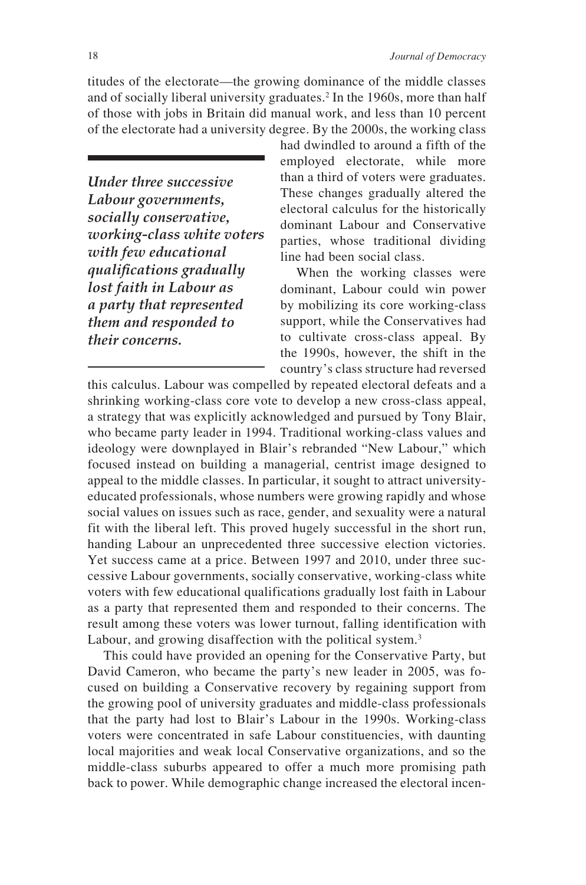titudes of the electorate—the growing dominance of the middle classes and of socially liberal university graduates.[2] In the 1960s, more than half of those with jobs in Britain did manual work, and less than 10 percent of the electorate had a university degree. By the 2000s, the working class had dwindled to around a fifth of the employed electorate, while more than a third of voters were graduates. These changes gradually altered the electoral calculus for the historically dominant Labour and Conservative parties, whose traditional dividing line had been social class.

> ***Under three successive Labour governments, socially conservative, working-class white voters with few educational qualifications gradually lost faith in Labour as a party that represented them and responded to their concerns.***

When the working classes were dominant, Labour could win power by mobilizing its core working-class support, while the Conservatives had to cultivate cross-class appeal. By the 1990s, however, the shift in the country's class structure had reversed this calculus. Labour was compelled by repeated electoral defeats and a shrinking working-class core vote to develop a new cross-class appeal, a strategy that was explicitly acknowledged and pursued by Tony Blair, who became party leader in 1994. Traditional working-class values and ideology were downplayed in Blair's rebranded "New Labour," which focused instead on building a managerial, centrist image designed to appeal to the middle classes. In particular, it sought to attract university-educated professionals, whose numbers were growing rapidly and whose social values on issues such as race, gender, and sexuality were a natural fit with the liberal left. This proved hugely successful in the short run, handing Labour an unprecedented three successive election victories. Yet success came at a price. Between 1997 and 2010, under three successive Labour governments, socially conservative, working-class white voters with few educational qualifications gradually lost faith in Labour as a party that represented them and responded to their concerns. The result among these voters was lower turnout, falling identification with Labour, and growing disaffection with the political system.[3]

This could have provided an opening for the Conservative Party, but David Cameron, who became the party's new leader in 2005, was focused on building a Conservative recovery by regaining support from the growing pool of university graduates and middle-class professionals that the party had lost to Blair's Labour in the 1990s. Working-class voters were concentrated in safe Labour constituencies, with daunting local majorities and weak local Conservative organizations, and so the middle-class suburbs appeared to offer a much more promising path back to power. While demographic change increased the electoral incen-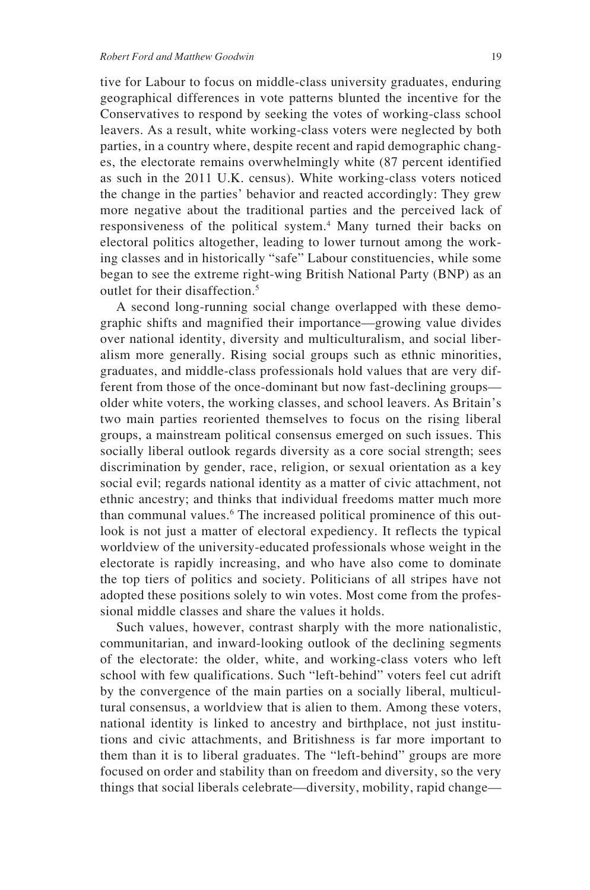tive for Labour to focus on middle-class university graduates, enduring geographical differences in vote patterns blunted the incentive for the Conservatives to respond by seeking the votes of working-class school leavers. As a result, white working-class voters were neglected by both parties, in a country where, despite recent and rapid demographic changes, the electorate remains overwhelmingly white (87 percent identified as such in the 2011 U.K. census). White working-class voters noticed the change in the parties' behavior and reacted accordingly: They grew more negative about the traditional parties and the perceived lack of responsiveness of the political system.[4] Many turned their backs on electoral politics altogether, leading to lower turnout among the working classes and in historically "safe" Labour constituencies, while some began to see the extreme right-wing British National Party (BNP) as an outlet for their disaffection.[5]

A second long-running social change overlapped with these demographic shifts and magnified their importance—growing value divides over national identity, diversity and multiculturalism, and social liberalism more generally. Rising social groups such as ethnic minorities, graduates, and middle-class professionals hold values that are very different from those of the once-dominant but now fast-declining groups—older white voters, the working classes, and school leavers. As Britain's two main parties reoriented themselves to focus on the rising liberal groups, a mainstream political consensus emerged on such issues. This socially liberal outlook regards diversity as a core social strength; sees discrimination by gender, race, religion, or sexual orientation as a key social evil; regards national identity as a matter of civic attachment, not ethnic ancestry; and thinks that individual freedoms matter much more than communal values.[6] The increased political prominence of this outlook is not just a matter of electoral expediency. It reflects the typical worldview of the university-educated professionals whose weight in the electorate is rapidly increasing, and who have also come to dominate the top tiers of politics and society. Politicians of all stripes have not adopted these positions solely to win votes. Most come from the professional middle classes and share the values it holds.

Such values, however, contrast sharply with the more nationalistic, communitarian, and inward-looking outlook of the declining segments of the electorate: the older, white, and working-class voters who left school with few qualifications. Such "left-behind" voters feel cut adrift by the convergence of the main parties on a socially liberal, multicultural consensus, a worldview that is alien to them. Among these voters, national identity is linked to ancestry and birthplace, not just institutions and civic attachments, and Britishness is far more important to them than it is to liberal graduates. The "left-behind" groups are more focused on order and stability than on freedom and diversity, so the very things that social liberals celebrate—diversity, mobility, rapid change—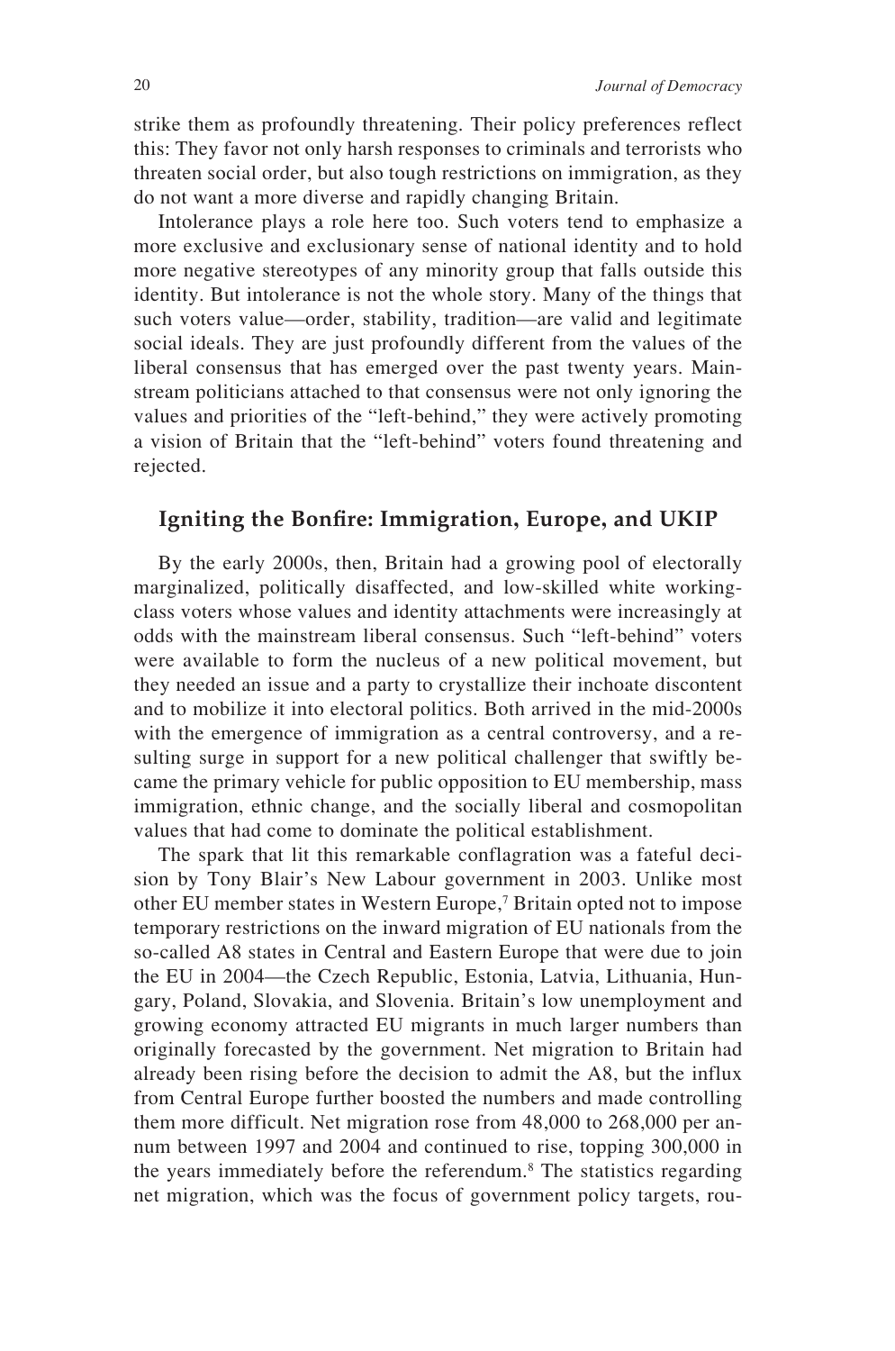strike them as profoundly threatening. Their policy preferences reflect this: They favor not only harsh responses to criminals and terrorists who threaten social order, but also tough restrictions on immigration, as they do not want a more diverse and rapidly changing Britain.

Intolerance plays a role here too. Such voters tend to emphasize a more exclusive and exclusionary sense of national identity and to hold more negative stereotypes of any minority group that falls outside this identity. But intolerance is not the whole story. Many of the things that such voters value—order, stability, tradition—are valid and legitimate social ideals. They are just profoundly different from the values of the liberal consensus that has emerged over the past twenty years. Mainstream politicians attached to that consensus were not only ignoring the values and priorities of the "left-behind," they were actively promoting a vision of Britain that the "left-behind" voters found threatening and rejected.

## Igniting the Bonfire: Immigration, Europe, and UKIP

By the early 2000s, then, Britain had a growing pool of electorally marginalized, politically disaffected, and low-skilled white working-class voters whose values and identity attachments were increasingly at odds with the mainstream liberal consensus. Such "left-behind" voters were available to form the nucleus of a new political movement, but they needed an issue and a party to crystallize their inchoate discontent and to mobilize it into electoral politics. Both arrived in the mid-2000s with the emergence of immigration as a central controversy, and a resulting surge in support for a new political challenger that swiftly became the primary vehicle for public opposition to EU membership, mass immigration, ethnic change, and the socially liberal and cosmopolitan values that had come to dominate the political establishment.

The spark that lit this remarkable conflagration was a fateful decision by Tony Blair's New Labour government in 2003. Unlike most other EU member states in Western Europe,[7] Britain opted not to impose temporary restrictions on the inward migration of EU nationals from the so-called A8 states in Central and Eastern Europe that were due to join the EU in 2004—the Czech Republic, Estonia, Latvia, Lithuania, Hungary, Poland, Slovakia, and Slovenia. Britain's low unemployment and growing economy attracted EU migrants in much larger numbers than originally forecasted by the government. Net migration to Britain had already been rising before the decision to admit the A8, but the influx from Central Europe further boosted the numbers and made controlling them more difficult. Net migration rose from 48,000 to 268,000 per annum between 1997 and 2004 and continued to rise, topping 300,000 in the years immediately before the referendum.[8] The statistics regarding net migration, which was the focus of government policy targets, rou-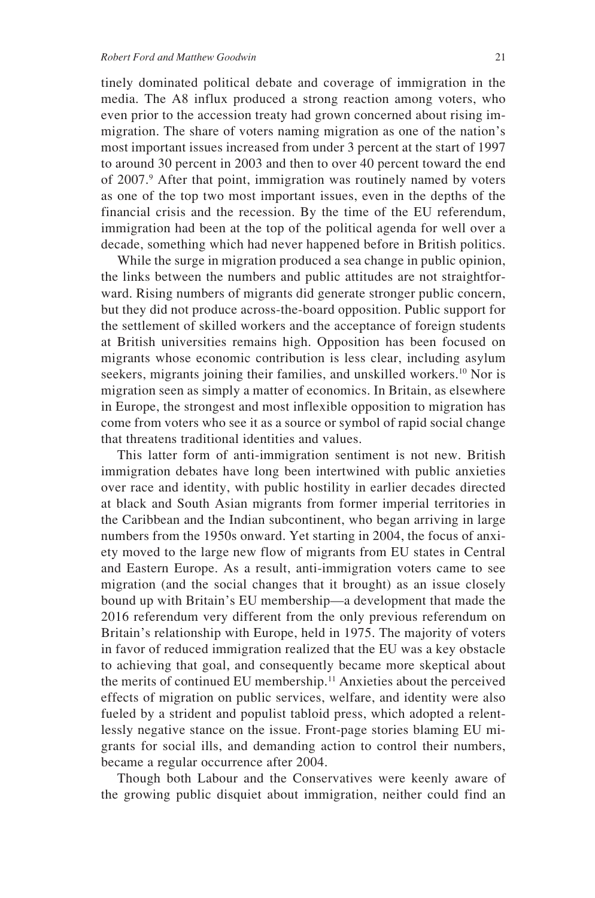tinely dominated political debate and coverage of immigration in the media. The A8 influx produced a strong reaction among voters, who even prior to the accession treaty had grown concerned about rising immigration. The share of voters naming migration as one of the nation's most important issues increased from under 3 percent at the start of 1997 to around 30 percent in 2003 and then to over 40 percent toward the end of 2007.[9] After that point, immigration was routinely named by voters as one of the top two most important issues, even in the depths of the financial crisis and the recession. By the time of the EU referendum, immigration had been at the top of the political agenda for well over a decade, something which had never happened before in British politics.

While the surge in migration produced a sea change in public opinion, the links between the numbers and public attitudes are not straightforward. Rising numbers of migrants did generate stronger public concern, but they did not produce across-the-board opposition. Public support for the settlement of skilled workers and the acceptance of foreign students at British universities remains high. Opposition has been focused on migrants whose economic contribution is less clear, including asylum seekers, migrants joining their families, and unskilled workers.[10] Nor is migration seen as simply a matter of economics. In Britain, as elsewhere in Europe, the strongest and most inflexible opposition to migration has come from voters who see it as a source or symbol of rapid social change that threatens traditional identities and values.

This latter form of anti-immigration sentiment is not new. British immigration debates have long been intertwined with public anxieties over race and identity, with public hostility in earlier decades directed at black and South Asian migrants from former imperial territories in the Caribbean and the Indian subcontinent, who began arriving in large numbers from the 1950s onward. Yet starting in 2004, the focus of anxiety moved to the large new flow of migrants from EU states in Central and Eastern Europe. As a result, anti-immigration voters came to see migration (and the social changes that it brought) as an issue closely bound up with Britain's EU membership—a development that made the 2016 referendum very different from the only previous referendum on Britain's relationship with Europe, held in 1975. The majority of voters in favor of reduced immigration realized that the EU was a key obstacle to achieving that goal, and consequently became more skeptical about the merits of continued EU membership.[11] Anxieties about the perceived effects of migration on public services, welfare, and identity were also fueled by a strident and populist tabloid press, which adopted a relentlessly negative stance on the issue. Front-page stories blaming EU migrants for social ills, and demanding action to control their numbers, became a regular occurrence after 2004.

Though both Labour and the Conservatives were keenly aware of the growing public disquiet about immigration, neither could find an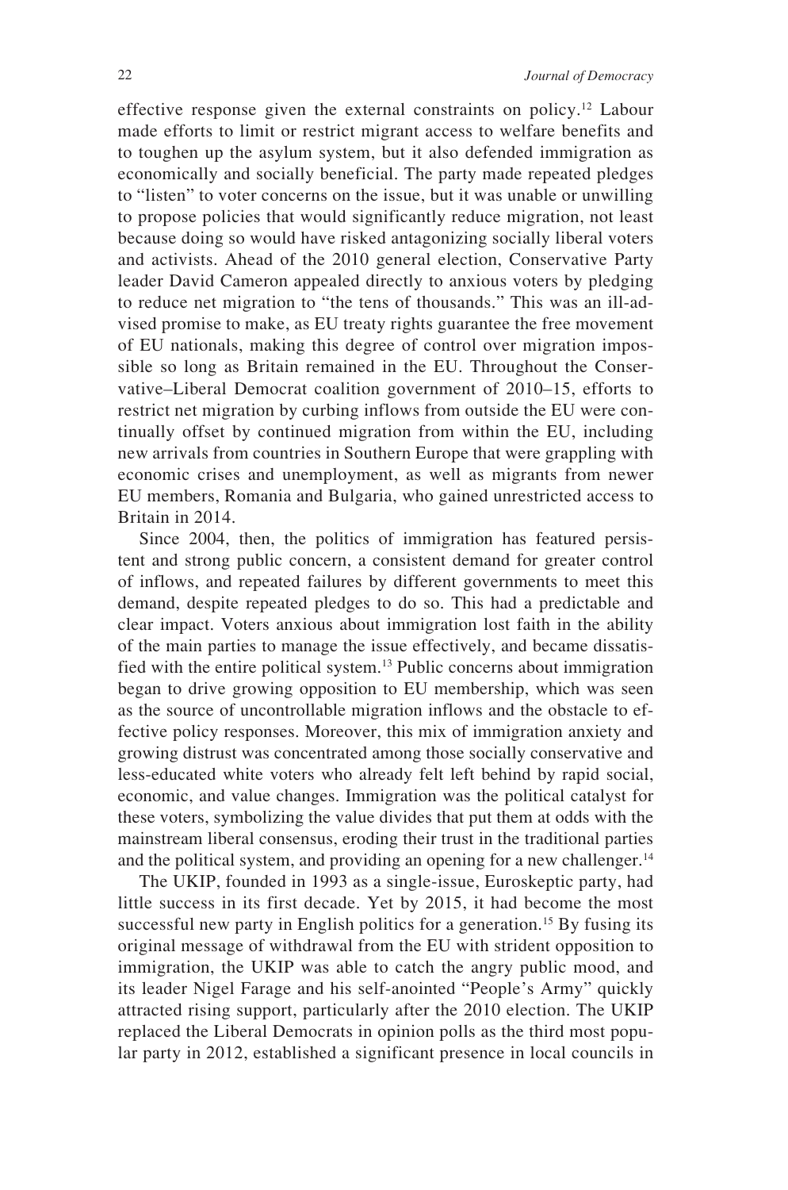effective response given the external constraints on policy.[12] Labour made efforts to limit or restrict migrant access to welfare benefits and to toughen up the asylum system, but it also defended immigration as economically and socially beneficial. The party made repeated pledges to "listen" to voter concerns on the issue, but it was unable or unwilling to propose policies that would significantly reduce migration, not least because doing so would have risked antagonizing socially liberal voters and activists. Ahead of the 2010 general election, Conservative Party leader David Cameron appealed directly to anxious voters by pledging to reduce net migration to "the tens of thousands." This was an ill-advised promise to make, as EU treaty rights guarantee the free movement of EU nationals, making this degree of control over migration impossible so long as Britain remained in the EU. Throughout the Conservative–Liberal Democrat coalition government of 2010–15, efforts to restrict net migration by curbing inflows from outside the EU were continually offset by continued migration from within the EU, including new arrivals from countries in Southern Europe that were grappling with economic crises and unemployment, as well as migrants from newer EU members, Romania and Bulgaria, who gained unrestricted access to Britain in 2014.

Since 2004, then, the politics of immigration has featured persistent and strong public concern, a consistent demand for greater control of inflows, and repeated failures by different governments to meet this demand, despite repeated pledges to do so. This had a predictable and clear impact. Voters anxious about immigration lost faith in the ability of the main parties to manage the issue effectively, and became dissatisfied with the entire political system.[13] Public concerns about immigration began to drive growing opposition to EU membership, which was seen as the source of uncontrollable migration inflows and the obstacle to effective policy responses. Moreover, this mix of immigration anxiety and growing distrust was concentrated among those socially conservative and less-educated white voters who already felt left behind by rapid social, economic, and value changes. Immigration was the political catalyst for these voters, symbolizing the value divides that put them at odds with the mainstream liberal consensus, eroding their trust in the traditional parties and the political system, and providing an opening for a new challenger.[14]

The UKIP, founded in 1993 as a single-issue, Euroskeptic party, had little success in its first decade. Yet by 2015, it had become the most successful new party in English politics for a generation.[15] By fusing its original message of withdrawal from the EU with strident opposition to immigration, the UKIP was able to catch the angry public mood, and its leader Nigel Farage and his self-anointed "People's Army" quickly attracted rising support, particularly after the 2010 election. The UKIP replaced the Liberal Democrats in opinion polls as the third most popular party in 2012, established a significant presence in local councils in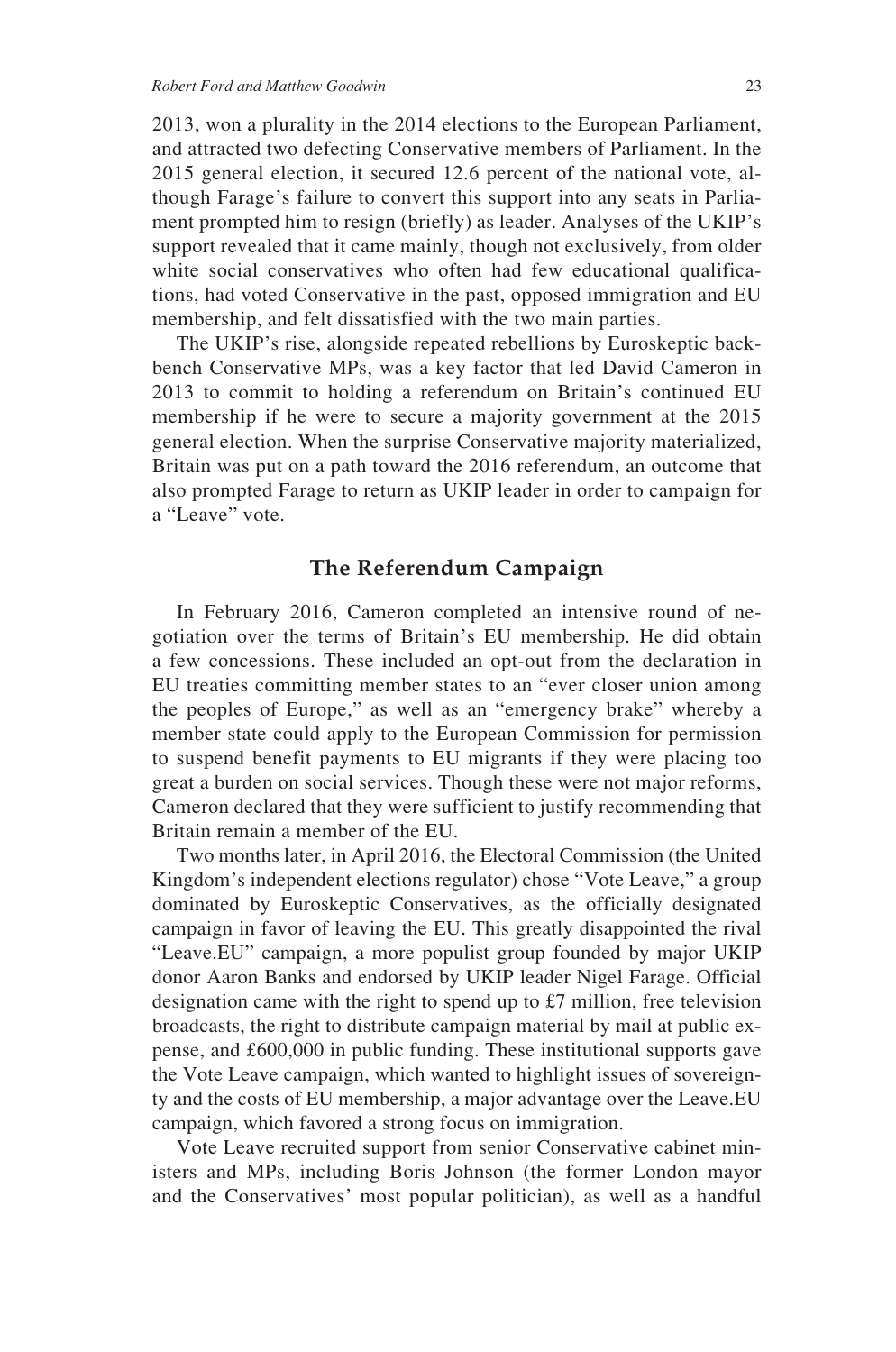2013, won a plurality in the 2014 elections to the European Parliament, and attracted two defecting Conservative members of Parliament. In the 2015 general election, it secured 12.6 percent of the national vote, although Farage's failure to convert this support into any seats in Parliament prompted him to resign (briefly) as leader. Analyses of the UKIP's support revealed that it came mainly, though not exclusively, from older white social conservatives who often had few educational qualifications, had voted Conservative in the past, opposed immigration and EU membership, and felt dissatisfied with the two main parties.

The UKIP's rise, alongside repeated rebellions by Euroskeptic backbench Conservative MPs, was a key factor that led David Cameron in 2013 to commit to holding a referendum on Britain's continued EU membership if he were to secure a majority government at the 2015 general election. When the surprise Conservative majority materialized, Britain was put on a path toward the 2016 referendum, an outcome that also prompted Farage to return as UKIP leader in order to campaign for a "Leave" vote.

## The Referendum Campaign

In February 2016, Cameron completed an intensive round of negotiation over the terms of Britain's EU membership. He did obtain a few concessions. These included an opt-out from the declaration in EU treaties committing member states to an "ever closer union among the peoples of Europe," as well as an "emergency brake" whereby a member state could apply to the European Commission for permission to suspend benefit payments to EU migrants if they were placing too great a burden on social services. Though these were not major reforms, Cameron declared that they were sufficient to justify recommending that Britain remain a member of the EU.

Two months later, in April 2016, the Electoral Commission (the United Kingdom's independent elections regulator) chose "Vote Leave," a group dominated by Euroskeptic Conservatives, as the officially designated campaign in favor of leaving the EU. This greatly disappointed the rival "Leave.EU" campaign, a more populist group founded by major UKIP donor Aaron Banks and endorsed by UKIP leader Nigel Farage. Official designation came with the right to spend up to £7 million, free television broadcasts, the right to distribute campaign material by mail at public expense, and £600,000 in public funding. These institutional supports gave the Vote Leave campaign, which wanted to highlight issues of sovereignty and the costs of EU membership, a major advantage over the Leave.EU campaign, which favored a strong focus on immigration.

Vote Leave recruited support from senior Conservative cabinet ministers and MPs, including Boris Johnson (the former London mayor and the Conservatives' most popular politician), as well as a handful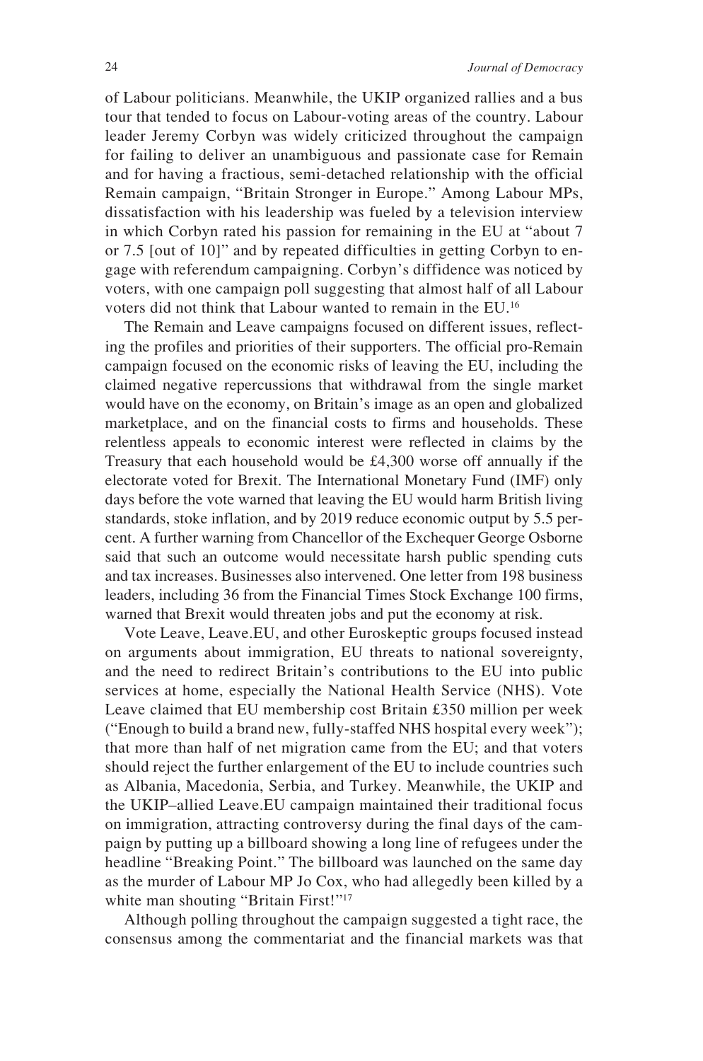of Labour politicians. Meanwhile, the UKIP organized rallies and a bus tour that tended to focus on Labour-voting areas of the country. Labour leader Jeremy Corbyn was widely criticized throughout the campaign for failing to deliver an unambiguous and passionate case for Remain and for having a fractious, semi-detached relationship with the official Remain campaign, "Britain Stronger in Europe." Among Labour MPs, dissatisfaction with his leadership was fueled by a television interview in which Corbyn rated his passion for remaining in the EU at "about 7 or 7.5 [out of 10]" and by repeated difficulties in getting Corbyn to engage with referendum campaigning. Corbyn's diffidence was noticed by voters, with one campaign poll suggesting that almost half of all Labour voters did not think that Labour wanted to remain in the EU.[16]

The Remain and Leave campaigns focused on different issues, reflecting the profiles and priorities of their supporters. The official pro-Remain campaign focused on the economic risks of leaving the EU, including the claimed negative repercussions that withdrawal from the single market would have on the economy, on Britain's image as an open and globalized marketplace, and on the financial costs to firms and households. These relentless appeals to economic interest were reflected in claims by the Treasury that each household would be £4,300 worse off annually if the electorate voted for Brexit. The International Monetary Fund (IMF) only days before the vote warned that leaving the EU would harm British living standards, stoke inflation, and by 2019 reduce economic output by 5.5 percent. A further warning from Chancellor of the Exchequer George Osborne said that such an outcome would necessitate harsh public spending cuts and tax increases. Businesses also intervened. One letter from 198 business leaders, including 36 from the Financial Times Stock Exchange 100 firms, warned that Brexit would threaten jobs and put the economy at risk.

Vote Leave, Leave.EU, and other Euroskeptic groups focused instead on arguments about immigration, EU threats to national sovereignty, and the need to redirect Britain's contributions to the EU into public services at home, especially the National Health Service (NHS). Vote Leave claimed that EU membership cost Britain £350 million per week ("Enough to build a brand new, fully-staffed NHS hospital every week"); that more than half of net migration came from the EU; and that voters should reject the further enlargement of the EU to include countries such as Albania, Macedonia, Serbia, and Turkey. Meanwhile, the UKIP and the UKIP–allied Leave.EU campaign maintained their traditional focus on immigration, attracting controversy during the final days of the campaign by putting up a billboard showing a long line of refugees under the headline "Breaking Point." The billboard was launched on the same day as the murder of Labour MP Jo Cox, who had allegedly been killed by a white man shouting "Britain First!"[17]

Although polling throughout the campaign suggested a tight race, the consensus among the commentariat and the financial markets was that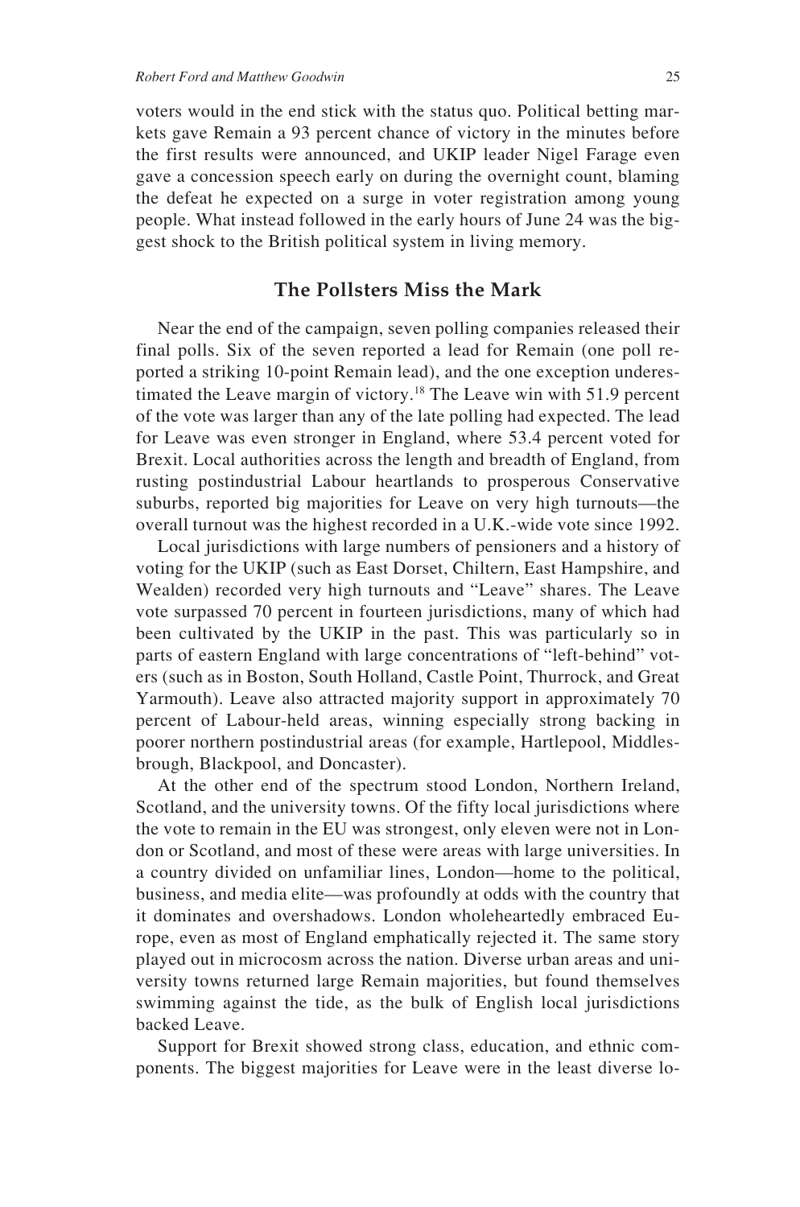voters would in the end stick with the status quo. Political betting markets gave Remain a 93 percent chance of victory in the minutes before the first results were announced, and UKIP leader Nigel Farage even gave a concession speech early on during the overnight count, blaming the defeat he expected on a surge in voter registration among young people. What instead followed in the early hours of June 24 was the biggest shock to the British political system in living memory.

## The Pollsters Miss the Mark

Near the end of the campaign, seven polling companies released their final polls. Six of the seven reported a lead for Remain (one poll reported a striking 10-point Remain lead), and the one exception underestimated the Leave margin of victory.[18] The Leave win with 51.9 percent of the vote was larger than any of the late polling had expected. The lead for Leave was even stronger in England, where 53.4 percent voted for Brexit. Local authorities across the length and breadth of England, from rusting postindustrial Labour heartlands to prosperous Conservative suburbs, reported big majorities for Leave on very high turnouts—the overall turnout was the highest recorded in a U.K.-wide vote since 1992.

Local jurisdictions with large numbers of pensioners and a history of voting for the UKIP (such as East Dorset, Chiltern, East Hampshire, and Wealden) recorded very high turnouts and "Leave" shares. The Leave vote surpassed 70 percent in fourteen jurisdictions, many of which had been cultivated by the UKIP in the past. This was particularly so in parts of eastern England with large concentrations of "left-behind" voters (such as in Boston, South Holland, Castle Point, Thurrock, and Great Yarmouth). Leave also attracted majority support in approximately 70 percent of Labour-held areas, winning especially strong backing in poorer northern postindustrial areas (for example, Hartlepool, Middlesbrough, Blackpool, and Doncaster).

At the other end of the spectrum stood London, Northern Ireland, Scotland, and the university towns. Of the fifty local jurisdictions where the vote to remain in the EU was strongest, only eleven were not in London or Scotland, and most of these were areas with large universities. In a country divided on unfamiliar lines, London—home to the political, business, and media elite—was profoundly at odds with the country that it dominates and overshadows. London wholeheartedly embraced Europe, even as most of England emphatically rejected it. The same story played out in microcosm across the nation. Diverse urban areas and university towns returned large Remain majorities, but found themselves swimming against the tide, as the bulk of English local jurisdictions backed Leave.

Support for Brexit showed strong class, education, and ethnic components. The biggest majorities for Leave were in the least diverse lo-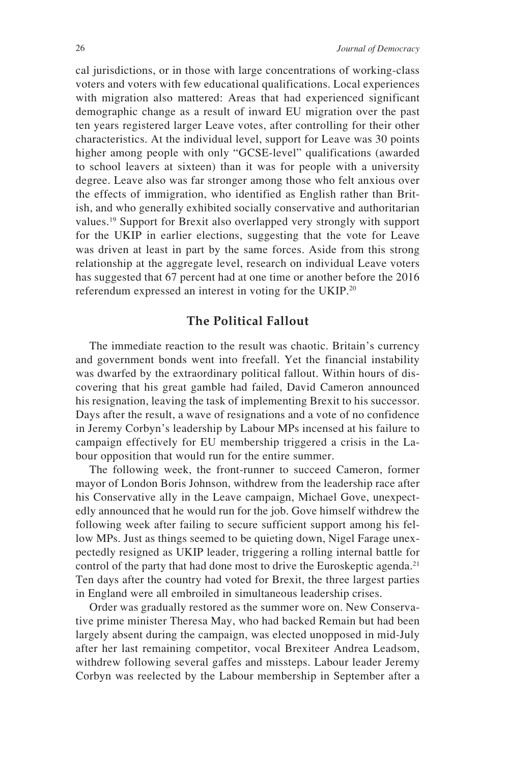cal jurisdictions, or in those with large concentrations of working-class voters and voters with few educational qualifications. Local experiences with migration also mattered: Areas that had experienced significant demographic change as a result of inward EU migration over the past ten years registered larger Leave votes, after controlling for their other characteristics. At the individual level, support for Leave was 30 points higher among people with only "GCSE-level" qualifications (awarded to school leavers at sixteen) than it was for people with a university degree. Leave also was far stronger among those who felt anxious over the effects of immigration, who identified as English rather than British, and who generally exhibited socially conservative and authoritarian values.[19] Support for Brexit also overlapped very strongly with support for the UKIP in earlier elections, suggesting that the vote for Leave was driven at least in part by the same forces. Aside from this strong relationship at the aggregate level, research on individual Leave voters has suggested that 67 percent had at one time or another before the 2016 referendum expressed an interest in voting for the UKIP.[20]

## The Political Fallout

The immediate reaction to the result was chaotic. Britain's currency and government bonds went into freefall. Yet the financial instability was dwarfed by the extraordinary political fallout. Within hours of discovering that his great gamble had failed, David Cameron announced his resignation, leaving the task of implementing Brexit to his successor. Days after the result, a wave of resignations and a vote of no confidence in Jeremy Corbyn's leadership by Labour MPs incensed at his failure to campaign effectively for EU membership triggered a crisis in the Labour opposition that would run for the entire summer.

The following week, the front-runner to succeed Cameron, former mayor of London Boris Johnson, withdrew from the leadership race after his Conservative ally in the Leave campaign, Michael Gove, unexpectedly announced that he would run for the job. Gove himself withdrew the following week after failing to secure sufficient support among his fellow MPs. Just as things seemed to be quieting down, Nigel Farage unexpectedly resigned as UKIP leader, triggering a rolling internal battle for control of the party that had done most to drive the Euroskeptic agenda.[21] Ten days after the country had voted for Brexit, the three largest parties in England were all embroiled in simultaneous leadership crises.

Order was gradually restored as the summer wore on. New Conservative prime minister Theresa May, who had backed Remain but had been largely absent during the campaign, was elected unopposed in mid-July after her last remaining competitor, vocal Brexiteer Andrea Leadsom, withdrew following several gaffes and missteps. Labour leader Jeremy Corbyn was reelected by the Labour membership in September after a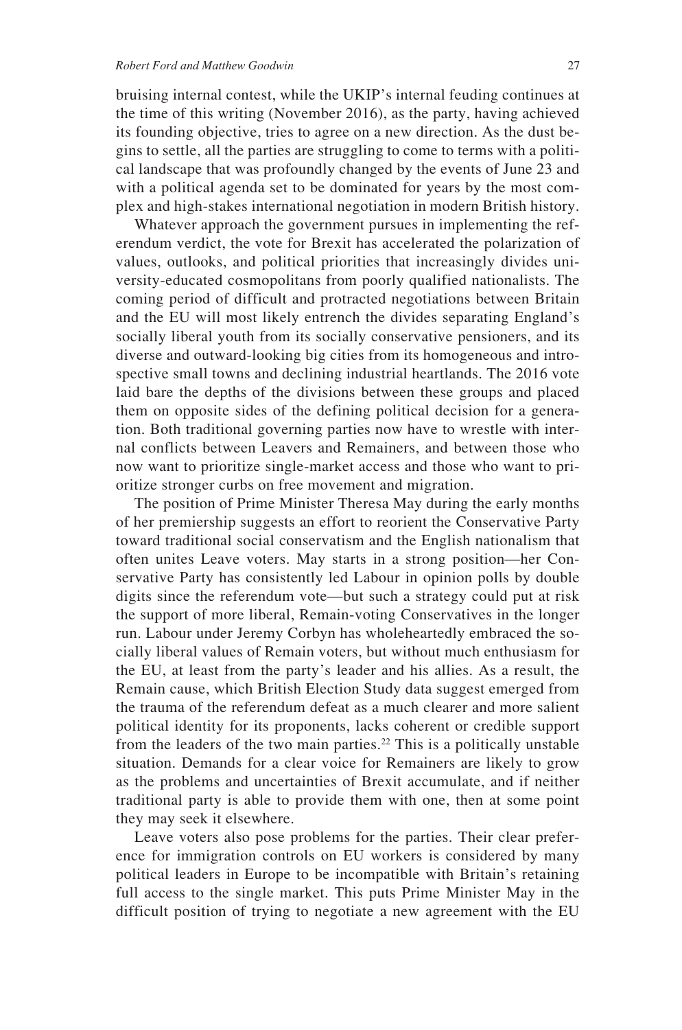bruising internal contest, while the UKIP's internal feuding continues at the time of this writing (November 2016), as the party, having achieved its founding objective, tries to agree on a new direction. As the dust begins to settle, all the parties are struggling to come to terms with a political landscape that was profoundly changed by the events of June 23 and with a political agenda set to be dominated for years by the most complex and high-stakes international negotiation in modern British history.

Whatever approach the government pursues in implementing the referendum verdict, the vote for Brexit has accelerated the polarization of values, outlooks, and political priorities that increasingly divides university-educated cosmopolitans from poorly qualified nationalists. The coming period of difficult and protracted negotiations between Britain and the EU will most likely entrench the divides separating England's socially liberal youth from its socially conservative pensioners, and its diverse and outward-looking big cities from its homogeneous and introspective small towns and declining industrial heartlands. The 2016 vote laid bare the depths of the divisions between these groups and placed them on opposite sides of the defining political decision for a generation. Both traditional governing parties now have to wrestle with internal conflicts between Leavers and Remainers, and between those who now want to prioritize single-market access and those who want to prioritize stronger curbs on free movement and migration.

The position of Prime Minister Theresa May during the early months of her premiership suggests an effort to reorient the Conservative Party toward traditional social conservatism and the English nationalism that often unites Leave voters. May starts in a strong position—her Conservative Party has consistently led Labour in opinion polls by double digits since the referendum vote—but such a strategy could put at risk the support of more liberal, Remain-voting Conservatives in the longer run. Labour under Jeremy Corbyn has wholeheartedly embraced the socially liberal values of Remain voters, but without much enthusiasm for the EU, at least from the party's leader and his allies. As a result, the Remain cause, which British Election Study data suggest emerged from the trauma of the referendum defeat as a much clearer and more salient political identity for its proponents, lacks coherent or credible support from the leaders of the two main parties.[22] This is a politically unstable situation. Demands for a clear voice for Remainers are likely to grow as the problems and uncertainties of Brexit accumulate, and if neither traditional party is able to provide them with one, then at some point they may seek it elsewhere.

Leave voters also pose problems for the parties. Their clear preference for immigration controls on EU workers is considered by many political leaders in Europe to be incompatible with Britain's retaining full access to the single market. This puts Prime Minister May in the difficult position of trying to negotiate a new agreement with the EU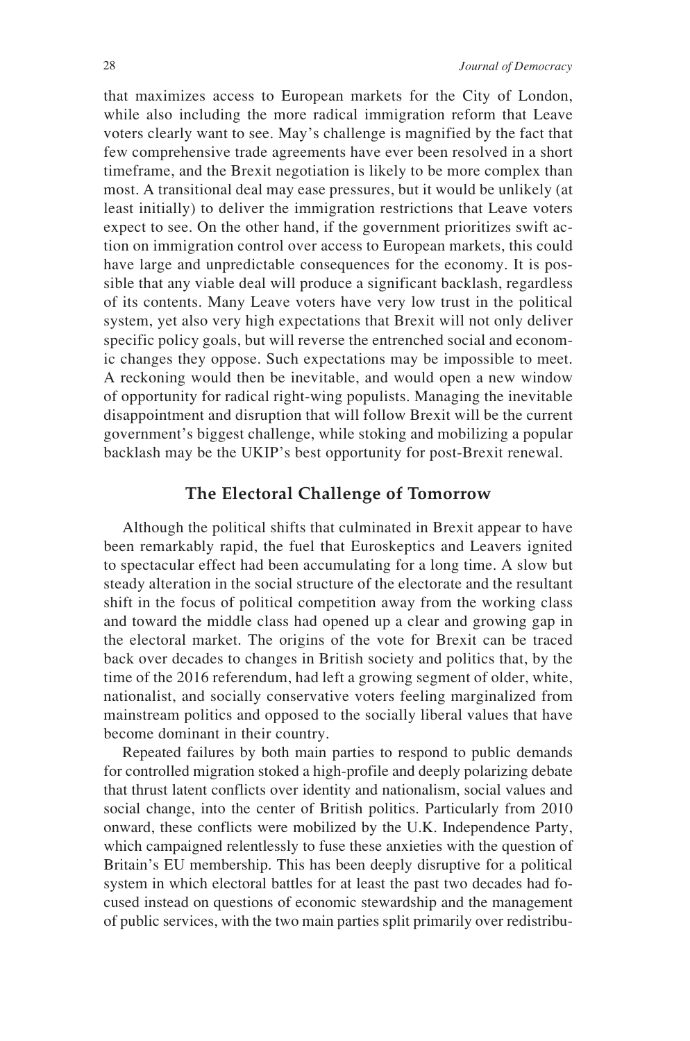that maximizes access to European markets for the City of London, while also including the more radical immigration reform that Leave voters clearly want to see. May's challenge is magnified by the fact that few comprehensive trade agreements have ever been resolved in a short timeframe, and the Brexit negotiation is likely to be more complex than most. A transitional deal may ease pressures, but it would be unlikely (at least initially) to deliver the immigration restrictions that Leave voters expect to see. On the other hand, if the government prioritizes swift action on immigration control over access to European markets, this could have large and unpredictable consequences for the economy. It is possible that any viable deal will produce a significant backlash, regardless of its contents. Many Leave voters have very low trust in the political system, yet also very high expectations that Brexit will not only deliver specific policy goals, but will reverse the entrenched social and economic changes they oppose. Such expectations may be impossible to meet. A reckoning would then be inevitable, and would open a new window of opportunity for radical right-wing populists. Managing the inevitable disappointment and disruption that will follow Brexit will be the current government's biggest challenge, while stoking and mobilizing a popular backlash may be the UKIP's best opportunity for post-Brexit renewal.

## The Electoral Challenge of Tomorrow

Although the political shifts that culminated in Brexit appear to have been remarkably rapid, the fuel that Euroskeptics and Leavers ignited to spectacular effect had been accumulating for a long time. A slow but steady alteration in the social structure of the electorate and the resultant shift in the focus of political competition away from the working class and toward the middle class had opened up a clear and growing gap in the electoral market. The origins of the vote for Brexit can be traced back over decades to changes in British society and politics that, by the time of the 2016 referendum, had left a growing segment of older, white, nationalist, and socially conservative voters feeling marginalized from mainstream politics and opposed to the socially liberal values that have become dominant in their country.

Repeated failures by both main parties to respond to public demands for controlled migration stoked a high-profile and deeply polarizing debate that thrust latent conflicts over identity and nationalism, social values and social change, into the center of British politics. Particularly from 2010 onward, these conflicts were mobilized by the U.K. Independence Party, which campaigned relentlessly to fuse these anxieties with the question of Britain's EU membership. This has been deeply disruptive for a political system in which electoral battles for at least the past two decades had focused instead on questions of economic stewardship and the management of public services, with the two main parties split primarily over redistribu-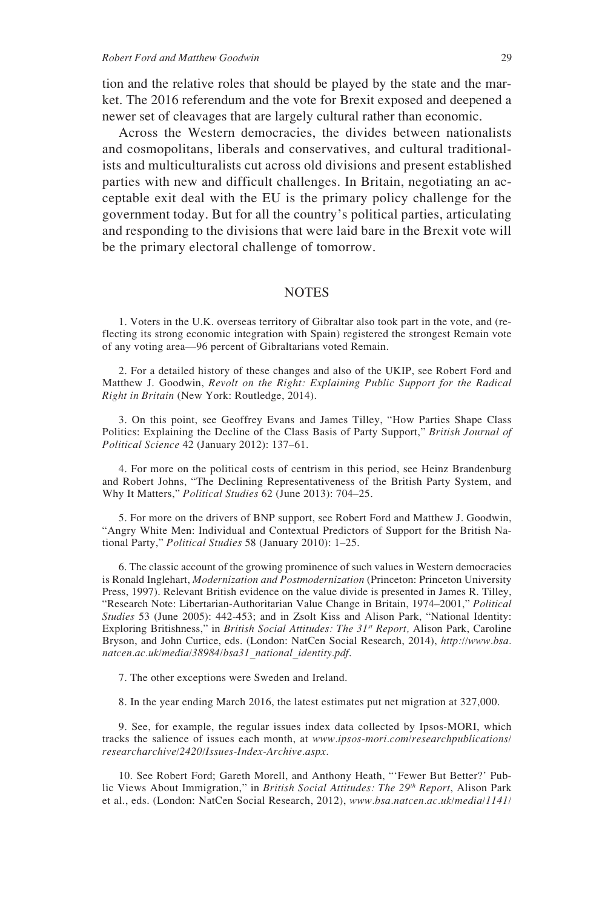tion and the relative roles that should be played by the state and the market. The 2016 referendum and the vote for Brexit exposed and deepened a newer set of cleavages that are largely cultural rather than economic.

Across the Western democracies, the divides between nationalists and cosmopolitans, liberals and conservatives, and cultural traditionalists and multiculturalists cut across old divisions and present established parties with new and difficult challenges. In Britain, negotiating an acceptable exit deal with the EU is the primary policy challenge for the government today. But for all the country's political parties, articulating and responding to the divisions that were laid bare in the Brexit vote will be the primary electoral challenge of tomorrow.

## NOTES

1. Voters in the U.K. overseas territory of Gibraltar also took part in the vote, and (reflecting its strong economic integration with Spain) registered the strongest Remain vote of any voting area—96 percent of Gibraltarians voted Remain.

2. For a detailed history of these changes and also of the UKIP, see Robert Ford and Matthew J. Goodwin, *Revolt on the Right: Explaining Public Support for the Radical Right in Britain* (New York: Routledge, 2014).

3. On this point, see Geoffrey Evans and James Tilley, "How Parties Shape Class Politics: Explaining the Decline of the Class Basis of Party Support," *British Journal of Political Science* 42 (January 2012): 137–61.

4. For more on the political costs of centrism in this period, see Heinz Brandenburg and Robert Johns, "The Declining Representativeness of the British Party System, and Why It Matters," *Political Studies* 62 (June 2013): 704–25.

5. For more on the drivers of BNP support, see Robert Ford and Matthew J. Goodwin, "Angry White Men: Individual and Contextual Predictors of Support for the British National Party," *Political Studies* 58 (January 2010): 1–25.

6. The classic account of the growing prominence of such values in Western democracies is Ronald Inglehart, *Modernization and Postmodernization* (Princeton: Princeton University Press, 1997). Relevant British evidence on the value divide is presented in James R. Tilley, "Research Note: Libertarian-Authoritarian Value Change in Britain, 1974–2001," *Political Studies* 53 (June 2005): 442-453; and in Zsolt Kiss and Alison Park, "National Identity: Exploring Britishness," in *British Social Attitudes: The 31st Report,* Alison Park, Caroline Bryson, and John Curtice, eds. (London: NatCen Social Research, 2014), *http://www.bsa.natcen.ac.uk/media/38984/bsa31_national_identity.pdf*.

7. The other exceptions were Sweden and Ireland.

8. In the year ending March 2016, the latest estimates put net migration at 327,000.

9. See, for example, the regular issues index data collected by Ipsos-MORI, which tracks the salience of issues each month, at *www.ipsos-mori.com/researchpublications/researcharchive/2420/Issues-Index-Archive.aspx.*

10. See Robert Ford; Gareth Morell, and Anthony Heath, "'Fewer But Better?' Public Views About Immigration," in *British Social Attitudes: The 29th Report*, Alison Park et al., eds. (London: NatCen Social Research, 2012), *www.bsa.natcen.ac.uk/media/1141/*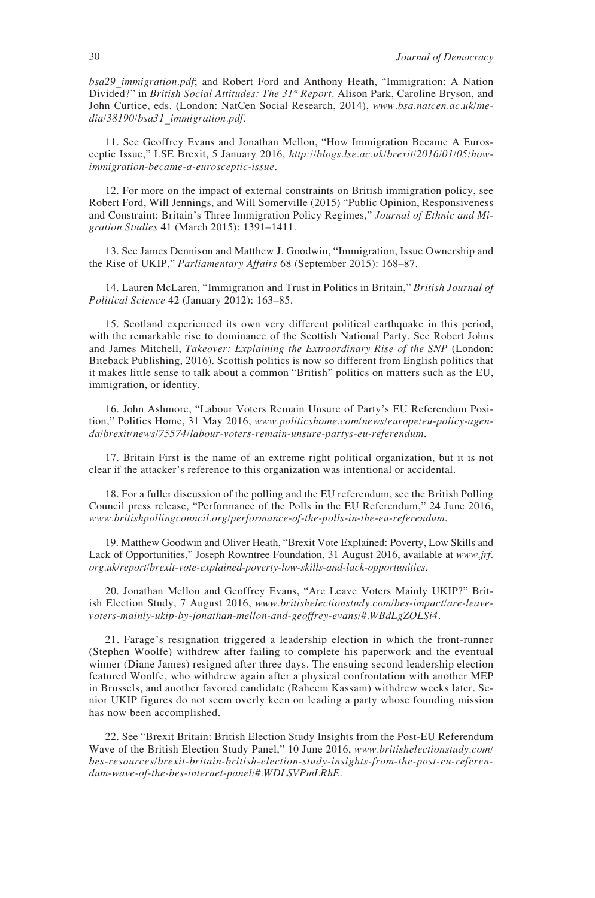*bsa29_immigration.pdf*; and Robert Ford and Anthony Heath, "Immigration: A Nation Divided?" in *British Social Attitudes: The 31st Report,* Alison Park, Caroline Bryson, and John Curtice, eds. (London: NatCen Social Research, 2014), *www.bsa.natcen.ac.uk/media/38190/bsa31_immigration.pdf.*

11. See Geoffrey Evans and Jonathan Mellon, "How Immigration Became A Eurosceptic Issue," LSE Brexit, 5 January 2016, *http://blogs.lse.ac.uk/brexit/2016/01/05/how-immigration-became-a-eurosceptic-issue*.

12. For more on the impact of external constraints on British immigration policy, see Robert Ford, Will Jennings, and Will Somerville (2015) "Public Opinion, Responsiveness and Constraint: Britain's Three Immigration Policy Regimes," *Journal of Ethnic and Migration Studies* 41 (March 2015): 1391–1411.

13. See James Dennison and Matthew J. Goodwin, "Immigration, Issue Ownership and the Rise of UKIP," *Parliamentary Affairs* 68 (September 2015): 168–87.

14. Lauren McLaren, "Immigration and Trust in Politics in Britain," *British Journal of Political Science* 42 (January 2012): 163–85.

15. Scotland experienced its own very different political earthquake in this period, with the remarkable rise to dominance of the Scottish National Party. See Robert Johns and James Mitchell, *Takeover: Explaining the Extraordinary Rise of the SNP* (London: Biteback Publishing, 2016). Scottish politics is now so different from English politics that it makes little sense to talk about a common "British" politics on matters such as the EU, immigration, or identity.

16. John Ashmore, "Labour Voters Remain Unsure of Party's EU Referendum Position," Politics Home, 31 May 2016, *www.politicshome.com/news/europe/eu-policy-agenda/brexit/news/75574/labour-voters-remain-unsure-partys-eu-referendum*.

17. Britain First is the name of an extreme right political organization, but it is not clear if the attacker's reference to this organization was intentional or accidental.

18. For a fuller discussion of the polling and the EU referendum, see the British Polling Council press release, "Performance of the Polls in the EU Referendum," 24 June 2016, *www.britishpollingcouncil.org/performance-of-the-polls-in-the-eu-referendum*.

19. Matthew Goodwin and Oliver Heath, "Brexit Vote Explained: Poverty, Low Skills and Lack of Opportunities," Joseph Rowntree Foundation, 31 August 2016, available at *www.jrf.org.uk/report/brexit-vote-explained-poverty-low-skills-and-lack-opportunities.*

20. Jonathan Mellon and Geoffrey Evans, "Are Leave Voters Mainly UKIP?" British Election Study, 7 August 2016, *www.britishelectionstudy.com/bes-impact/are-leave-voters-mainly-ukip-by-jonathan-mellon-and-geoffrey-evans/#.WBdLgZOLSi4*.

21. Farage's resignation triggered a leadership election in which the front-runner (Stephen Woolfe) withdrew after failing to complete his paperwork and the eventual winner (Diane James) resigned after three days. The ensuing second leadership election featured Woolfe, who withdrew again after a physical confrontation with another MEP in Brussels, and another favored candidate (Raheem Kassam) withdrew weeks later. Senior UKIP figures do not seem overly keen on leading a party whose founding mission has now been accomplished.

22. See "Brexit Britain: British Election Study Insights from the Post-EU Referendum Wave of the British Election Study Panel," 10 June 2016, *www.britishelectionstudy.com/bes-resources/brexit-britain-british-election-study-insights-from-the-post-eu-referendum-wave-of-the-bes-internet-panel/#.WDLSVPmLRhE.*